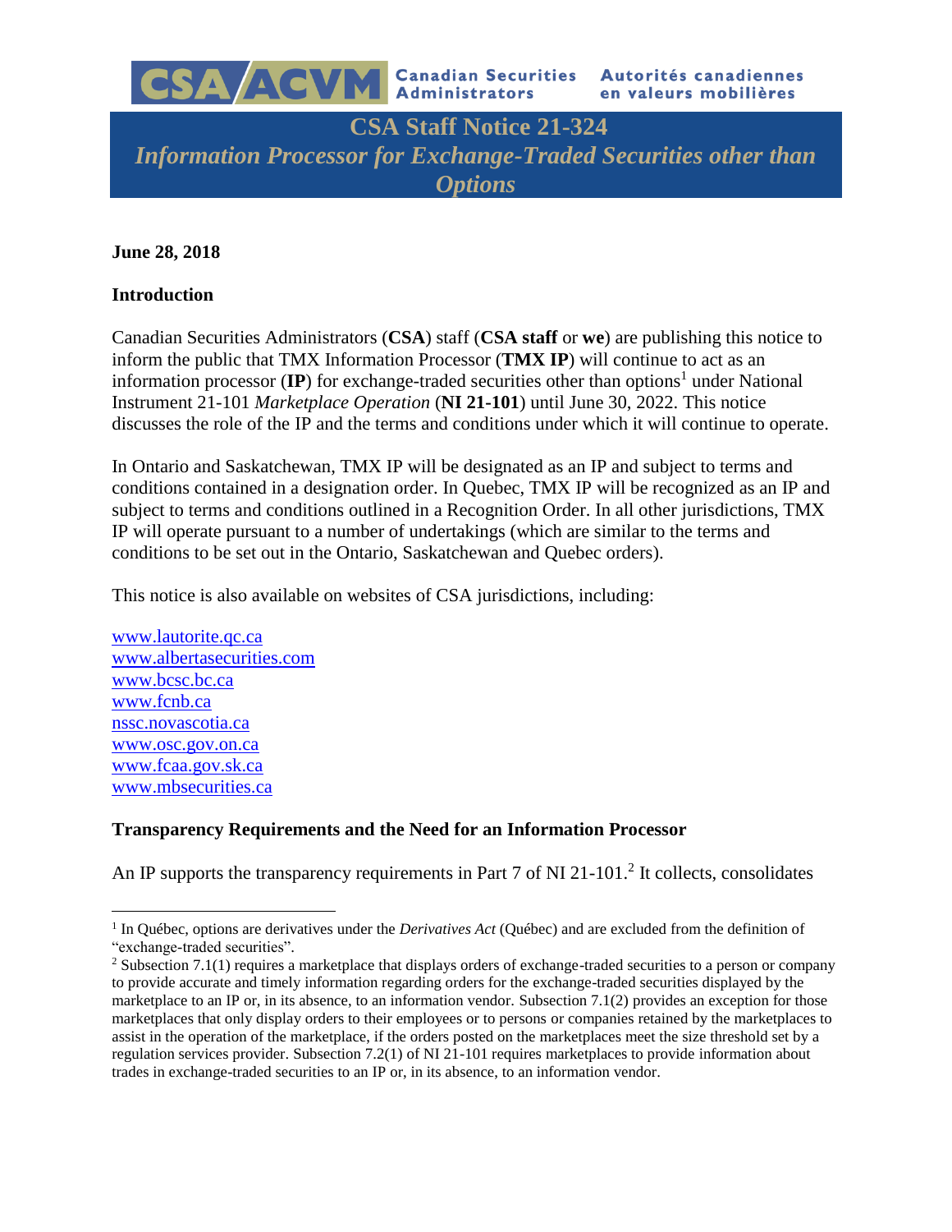CSA ACVM Canadian Securities Administrators Autorités canadiennes en valeurs mobilières

# CSA Staff Notice 21-324

## *Information Processor for Exchange-Traded Securities other than Options*

**June 28, 2018**

**Introduction**

Canadian Securities Administrators (**CSA**) staff (**CSA staff** or **we**) are publishing this notice to inform the public that TMX Information Processor (**TMX IP**) will continue to act as an information processor (**IP**) for exchange-traded securities other than options[1] under National Instrument 21-101 *Marketplace Operation* (**NI 21-101**) until June 30, 2022. This notice discusses the role of the IP and the terms and conditions under which it will continue to operate.

In Ontario and Saskatchewan, TMX IP will be designated as an IP and subject to terms and conditions contained in a designation order. In Quebec, TMX IP will be recognized as an IP and subject to terms and conditions outlined in a Recognition Order. In all other jurisdictions, TMX IP will operate pursuant to a number of undertakings (which are similar to the terms and conditions to be set out in the Ontario, Saskatchewan and Quebec orders).

This notice is also available on websites of CSA jurisdictions, including:

www.lautorite.qc.ca
www.albertasecurities.com
www.bcsc.bc.ca
www.fcnb.ca
nssc.novascotia.ca
www.osc.gov.on.ca
www.fcaa.gov.sk.ca
www.mbsecurities.ca

**Transparency Requirements and the Need for an Information Processor**

An IP supports the transparency requirements in Part 7 of NI 21-101.[2] It collects, consolidates

[1] In Québec, options are derivatives under the *Derivatives Act* (Québec) and are excluded from the definition of "exchange-traded securities".

[2] Subsection 7.1(1) requires a marketplace that displays orders of exchange-traded securities to a person or company to provide accurate and timely information regarding orders for the exchange-traded securities displayed by the marketplace to an IP or, in its absence, to an information vendor. Subsection 7.1(2) provides an exception for those marketplaces that only display orders to their employees or to persons or companies retained by the marketplaces to assist in the operation of the marketplace, if the orders posted on the marketplaces meet the size threshold set by a regulation services provider. Subsection 7.2(1) of NI 21-101 requires marketplaces to provide information about trades in exchange-traded securities to an IP or, in its absence, to an information vendor.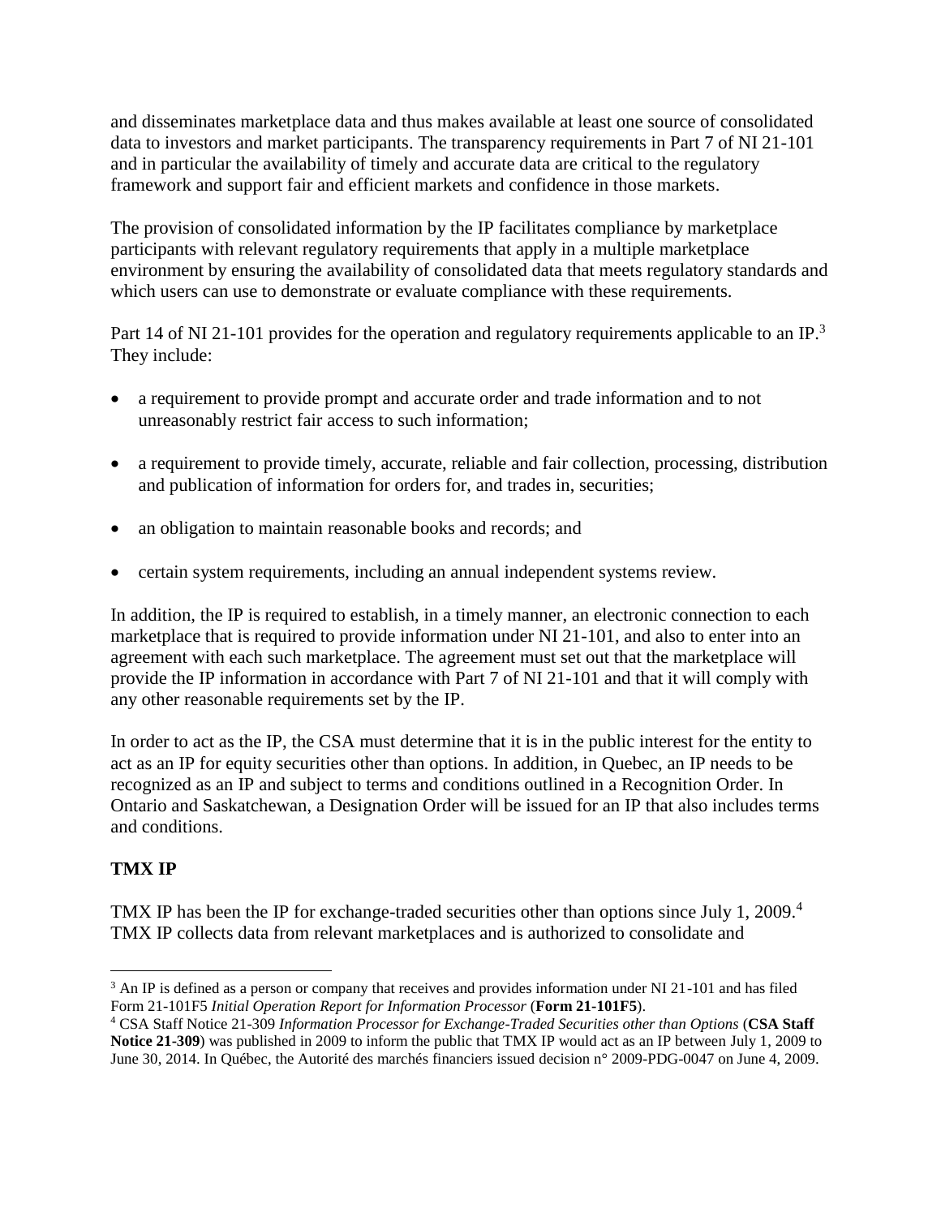and disseminates marketplace data and thus makes available at least one source of consolidated data to investors and market participants. The transparency requirements in Part 7 of NI 21-101 and in particular the availability of timely and accurate data are critical to the regulatory framework and support fair and efficient markets and confidence in those markets.

The provision of consolidated information by the IP facilitates compliance by marketplace participants with relevant regulatory requirements that apply in a multiple marketplace environment by ensuring the availability of consolidated data that meets regulatory standards and which users can use to demonstrate or evaluate compliance with these requirements.

Part 14 of NI 21-101 provides for the operation and regulatory requirements applicable to an IP.[3] They include:

- a requirement to provide prompt and accurate order and trade information and to not unreasonably restrict fair access to such information;
- a requirement to provide timely, accurate, reliable and fair collection, processing, distribution and publication of information for orders for, and trades in, securities;
- an obligation to maintain reasonable books and records; and
- certain system requirements, including an annual independent systems review.

In addition, the IP is required to establish, in a timely manner, an electronic connection to each marketplace that is required to provide information under NI 21-101, and also to enter into an agreement with each such marketplace. The agreement must set out that the marketplace will provide the IP information in accordance with Part 7 of NI 21-101 and that it will comply with any other reasonable requirements set by the IP.

In order to act as the IP, the CSA must determine that it is in the public interest for the entity to act as an IP for equity securities other than options. In addition, in Quebec, an IP needs to be recognized as an IP and subject to terms and conditions outlined in a Recognition Order. In Ontario and Saskatchewan, a Designation Order will be issued for an IP that also includes terms and conditions.

**TMX IP**

TMX IP has been the IP for exchange-traded securities other than options since July 1, 2009.[4] TMX IP collects data from relevant marketplaces and is authorized to consolidate and

---

[3] An IP is defined as a person or company that receives and provides information under NI 21-101 and has filed Form 21-101F5 *Initial Operation Report for Information Processor* (**Form 21-101F5**).

[4] CSA Staff Notice 21-309 *Information Processor for Exchange-Traded Securities other than Options* (**CSA Staff Notice 21-309**) was published in 2009 to inform the public that TMX IP would act as an IP between July 1, 2009 to June 30, 2014. In Québec, the Autorité des marchés financiers issued decision n° 2009-PDG-0047 on June 4, 2009.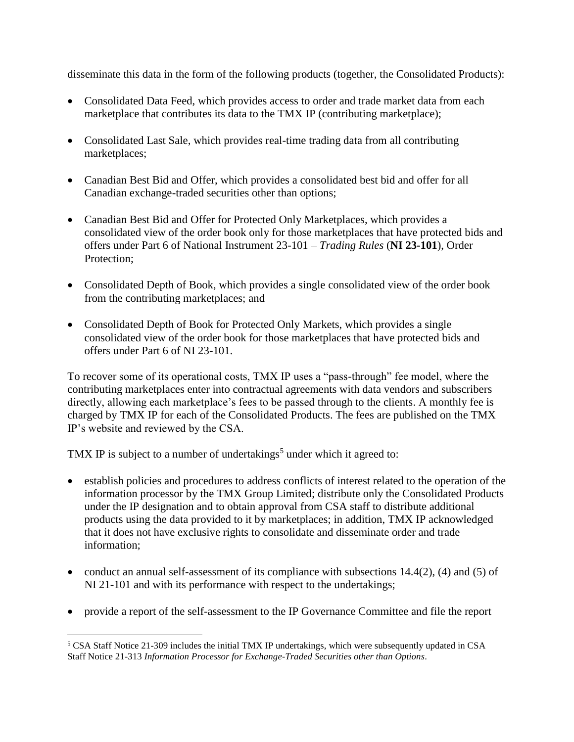disseminate this data in the form of the following products (together, the Consolidated Products):

- Consolidated Data Feed, which provides access to order and trade market data from each marketplace that contributes its data to the TMX IP (contributing marketplace);

- Consolidated Last Sale, which provides real-time trading data from all contributing marketplaces;

- Canadian Best Bid and Offer, which provides a consolidated best bid and offer for all Canadian exchange-traded securities other than options;

- Canadian Best Bid and Offer for Protected Only Marketplaces, which provides a consolidated view of the order book only for those marketplaces that have protected bids and offers under Part 6 of National Instrument 23-101 – *Trading Rules* (**NI 23-101**), Order Protection;

- Consolidated Depth of Book, which provides a single consolidated view of the order book from the contributing marketplaces; and

- Consolidated Depth of Book for Protected Only Markets, which provides a single consolidated view of the order book for those marketplaces that have protected bids and offers under Part 6 of NI 23-101.

To recover some of its operational costs, TMX IP uses a "pass-through" fee model, where the contributing marketplaces enter into contractual agreements with data vendors and subscribers directly, allowing each marketplace's fees to be passed through to the clients. A monthly fee is charged by TMX IP for each of the Consolidated Products. The fees are published on the TMX IP's website and reviewed by the CSA.

TMX IP is subject to a number of undertakings[5] under which it agreed to:

- establish policies and procedures to address conflicts of interest related to the operation of the information processor by the TMX Group Limited; distribute only the Consolidated Products under the IP designation and to obtain approval from CSA staff to distribute additional products using the data provided to it by marketplaces; in addition, TMX IP acknowledged that it does not have exclusive rights to consolidate and disseminate order and trade information;

- conduct an annual self-assessment of its compliance with subsections 14.4(2), (4) and (5) of NI 21-101 and with its performance with respect to the undertakings;

- provide a report of the self-assessment to the IP Governance Committee and file the report

[5] CSA Staff Notice 21-309 includes the initial TMX IP undertakings, which were subsequently updated in CSA Staff Notice 21-313 *Information Processor for Exchange-Traded Securities other than Options*.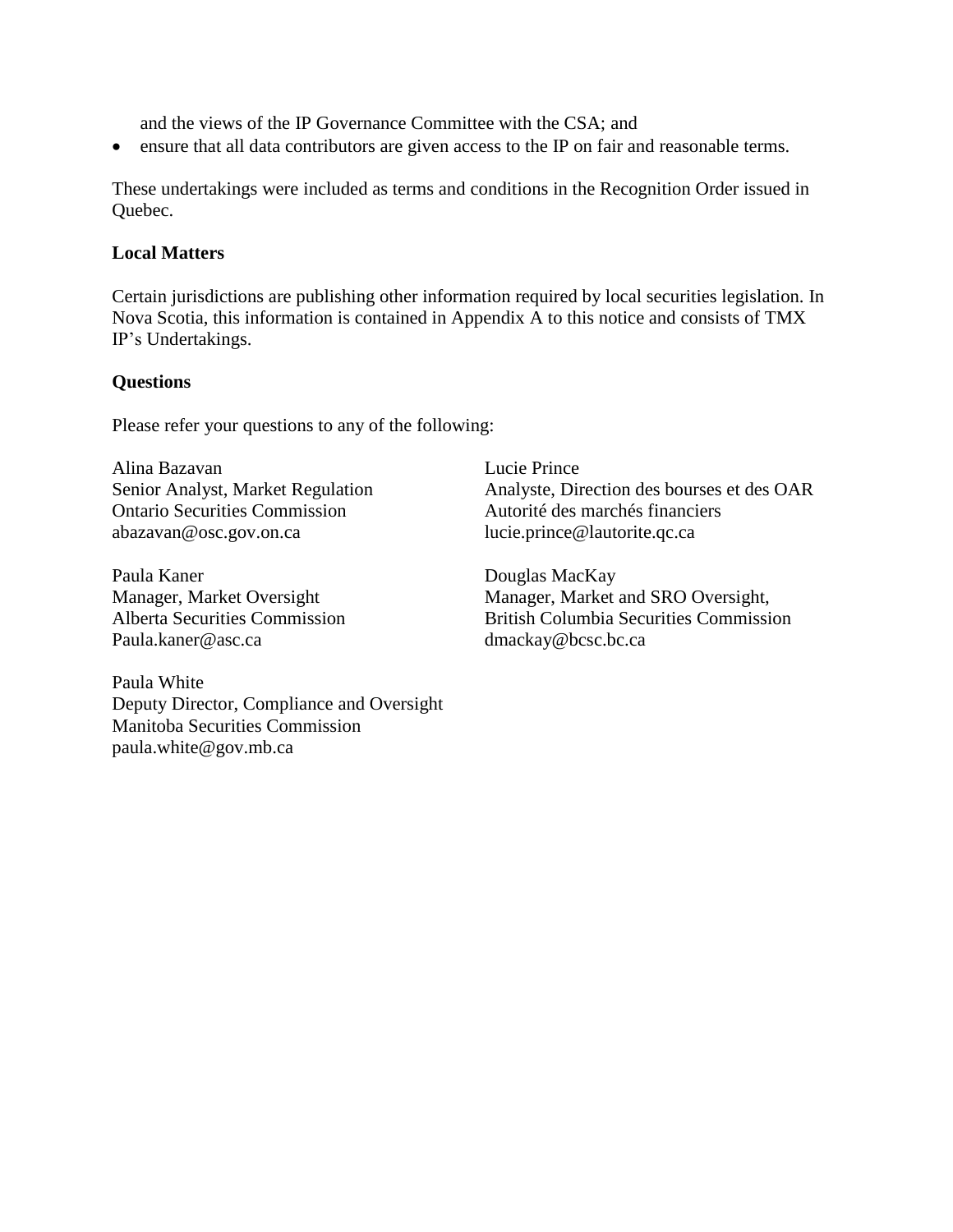and the views of the IP Governance Committee with the CSA; and

- ensure that all data contributors are given access to the IP on fair and reasonable terms.

These undertakings were included as terms and conditions in the Recognition Order issued in Quebec.

**Local Matters**

Certain jurisdictions are publishing other information required by local securities legislation. In Nova Scotia, this information is contained in Appendix A to this notice and consists of TMX IP's Undertakings.

**Questions**

Please refer your questions to any of the following:

Alina Bazavan
Senior Analyst, Market Regulation
Ontario Securities Commission
abazavan@osc.gov.on.ca

Lucie Prince
Analyste, Direction des bourses et des OAR
Autorité des marchés financiers
lucie.prince@lautorite.qc.ca

Paula Kaner
Manager, Market Oversight
Alberta Securities Commission
Paula.kaner@asc.ca

Douglas MacKay
Manager, Market and SRO Oversight,
British Columbia Securities Commission
dmackay@bcsc.bc.ca

Paula White
Deputy Director, Compliance and Oversight
Manitoba Securities Commission
paula.white@gov.mb.ca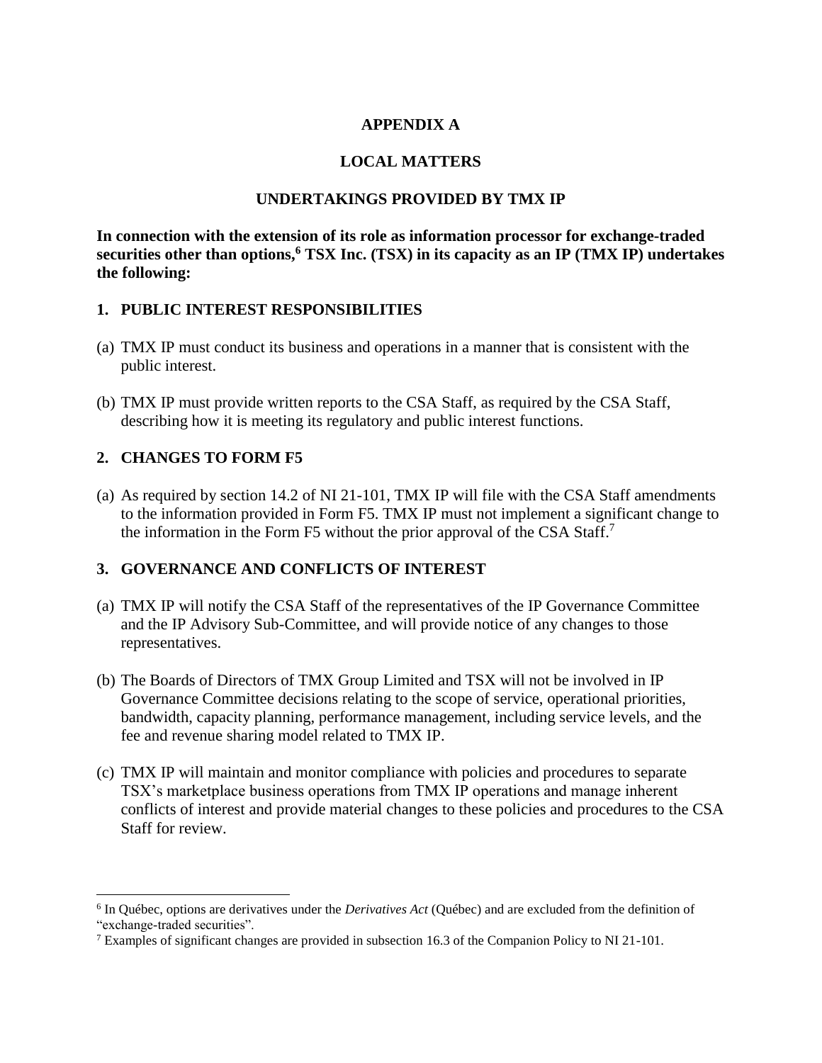**APPENDIX A**

**LOCAL MATTERS**

**UNDERTAKINGS PROVIDED BY TMX IP**

**In connection with the extension of its role as information processor for exchange-traded securities other than options,[6] TSX Inc. (TSX) in its capacity as an IP (TMX IP) undertakes the following:**

## 1. PUBLIC INTEREST RESPONSIBILITIES

(a) TMX IP must conduct its business and operations in a manner that is consistent with the public interest.

(b) TMX IP must provide written reports to the CSA Staff, as required by the CSA Staff, describing how it is meeting its regulatory and public interest functions.

## 2. CHANGES TO FORM F5

(a) As required by section 14.2 of NI 21-101, TMX IP will file with the CSA Staff amendments to the information provided in Form F5. TMX IP must not implement a significant change to the information in the Form F5 without the prior approval of the CSA Staff.[7]

## 3. GOVERNANCE AND CONFLICTS OF INTEREST

(a) TMX IP will notify the CSA Staff of the representatives of the IP Governance Committee and the IP Advisory Sub-Committee, and will provide notice of any changes to those representatives.

(b) The Boards of Directors of TMX Group Limited and TSX will not be involved in IP Governance Committee decisions relating to the scope of service, operational priorities, bandwidth, capacity planning, performance management, including service levels, and the fee and revenue sharing model related to TMX IP.

(c) TMX IP will maintain and monitor compliance with policies and procedures to separate TSX's marketplace business operations from TMX IP operations and manage inherent conflicts of interest and provide material changes to these policies and procedures to the CSA Staff for review.

---

[6] In Québec, options are derivatives under the *Derivatives Act* (Québec) and are excluded from the definition of "exchange-traded securities".

[7] Examples of significant changes are provided in subsection 16.3 of the Companion Policy to NI 21-101.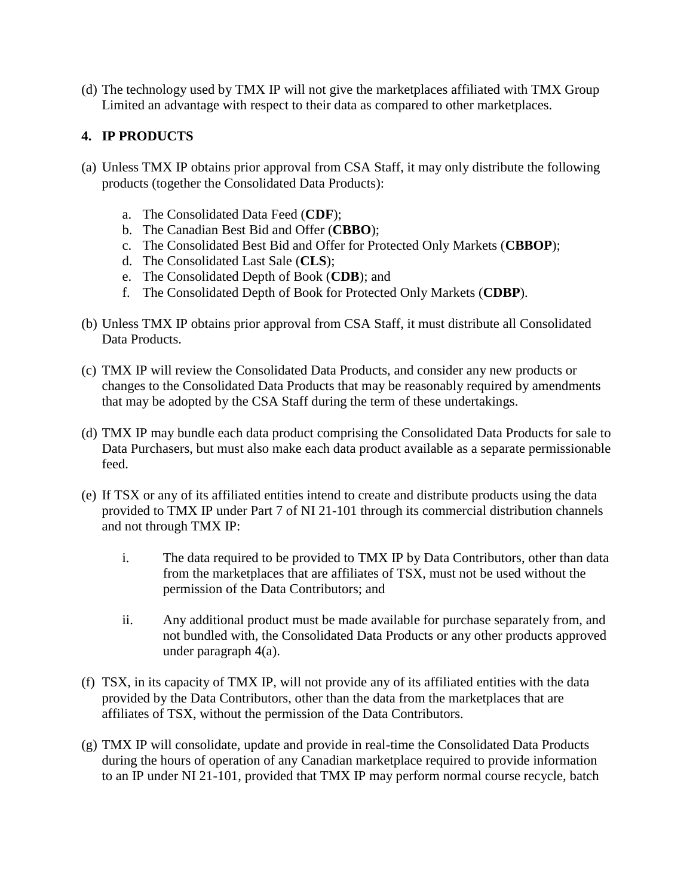(d) The technology used by TMX IP will not give the marketplaces affiliated with TMX Group Limited an advantage with respect to their data as compared to other marketplaces.

## 4. IP PRODUCTS

(a) Unless TMX IP obtains prior approval from CSA Staff, it may only distribute the following products (together the Consolidated Data Products):

   a. The Consolidated Data Feed (**CDF**);
   b. The Canadian Best Bid and Offer (**CBBO**);
   c. The Consolidated Best Bid and Offer for Protected Only Markets (**CBBOP**);
   d. The Consolidated Last Sale (**CLS**);
   e. The Consolidated Depth of Book (**CDB**); and
   f. The Consolidated Depth of Book for Protected Only Markets (**CDBP**).

(b) Unless TMX IP obtains prior approval from CSA Staff, it must distribute all Consolidated Data Products.

(c) TMX IP will review the Consolidated Data Products, and consider any new products or changes to the Consolidated Data Products that may be reasonably required by amendments that may be adopted by the CSA Staff during the term of these undertakings.

(d) TMX IP may bundle each data product comprising the Consolidated Data Products for sale to Data Purchasers, but must also make each data product available as a separate permissionable feed.

(e) If TSX or any of its affiliated entities intend to create and distribute products using the data provided to TMX IP under Part 7 of NI 21-101 through its commercial distribution channels and not through TMX IP:

   i. The data required to be provided to TMX IP by Data Contributors, other than data from the marketplaces that are affiliates of TSX, must not be used without the permission of the Data Contributors; and

   ii. Any additional product must be made available for purchase separately from, and not bundled with, the Consolidated Data Products or any other products approved under paragraph 4(a).

(f) TSX, in its capacity of TMX IP, will not provide any of its affiliated entities with the data provided by the Data Contributors, other than the data from the marketplaces that are affiliates of TSX, without the permission of the Data Contributors.

(g) TMX IP will consolidate, update and provide in real-time the Consolidated Data Products during the hours of operation of any Canadian marketplace required to provide information to an IP under NI 21-101, provided that TMX IP may perform normal course recycle, batch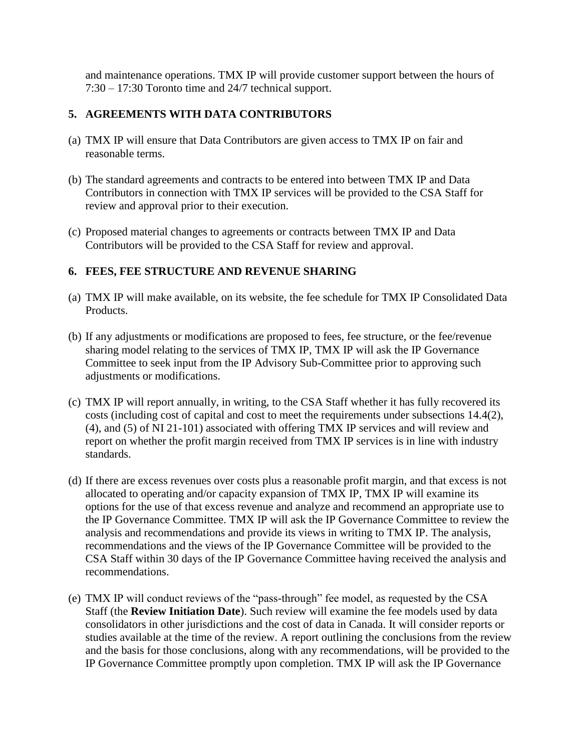and maintenance operations. TMX IP will provide customer support between the hours of 7:30 – 17:30 Toronto time and 24/7 technical support.

## 5. AGREEMENTS WITH DATA CONTRIBUTORS

(a) TMX IP will ensure that Data Contributors are given access to TMX IP on fair and reasonable terms.

(b) The standard agreements and contracts to be entered into between TMX IP and Data Contributors in connection with TMX IP services will be provided to the CSA Staff for review and approval prior to their execution.

(c) Proposed material changes to agreements or contracts between TMX IP and Data Contributors will be provided to the CSA Staff for review and approval.

## 6. FEES, FEE STRUCTURE AND REVENUE SHARING

(a) TMX IP will make available, on its website, the fee schedule for TMX IP Consolidated Data Products.

(b) If any adjustments or modifications are proposed to fees, fee structure, or the fee/revenue sharing model relating to the services of TMX IP, TMX IP will ask the IP Governance Committee to seek input from the IP Advisory Sub-Committee prior to approving such adjustments or modifications.

(c) TMX IP will report annually, in writing, to the CSA Staff whether it has fully recovered its costs (including cost of capital and cost to meet the requirements under subsections 14.4(2), (4), and (5) of NI 21-101) associated with offering TMX IP services and will review and report on whether the profit margin received from TMX IP services is in line with industry standards.

(d) If there are excess revenues over costs plus a reasonable profit margin, and that excess is not allocated to operating and/or capacity expansion of TMX IP, TMX IP will examine its options for the use of that excess revenue and analyze and recommend an appropriate use to the IP Governance Committee. TMX IP will ask the IP Governance Committee to review the analysis and recommendations and provide its views in writing to TMX IP. The analysis, recommendations and the views of the IP Governance Committee will be provided to the CSA Staff within 30 days of the IP Governance Committee having received the analysis and recommendations.

(e) TMX IP will conduct reviews of the "pass-through" fee model, as requested by the CSA Staff (the **Review Initiation Date**). Such review will examine the fee models used by data consolidators in other jurisdictions and the cost of data in Canada. It will consider reports or studies available at the time of the review. A report outlining the conclusions from the review and the basis for those conclusions, along with any recommendations, will be provided to the IP Governance Committee promptly upon completion. TMX IP will ask the IP Governance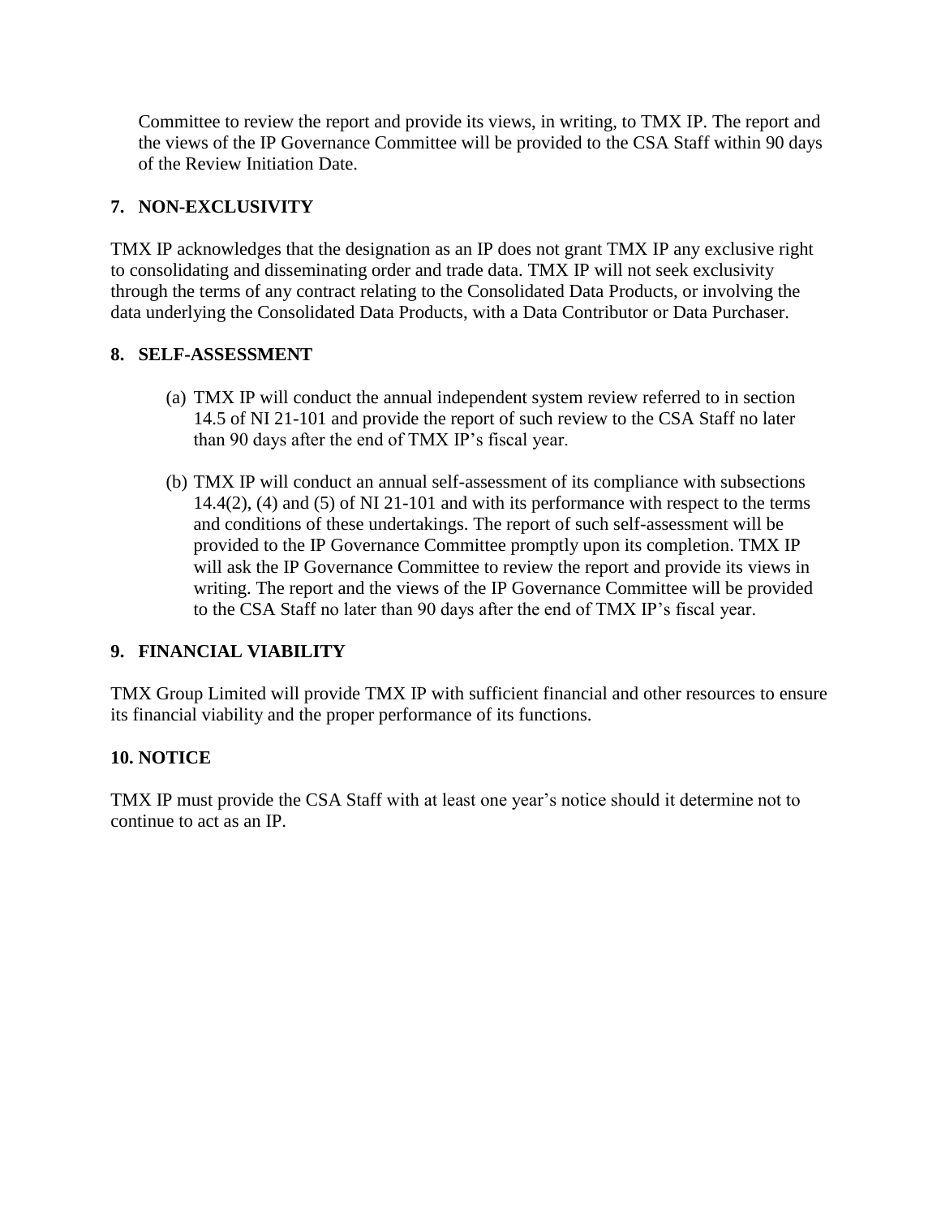Committee to review the report and provide its views, in writing, to TMX IP. The report and the views of the IP Governance Committee will be provided to the CSA Staff within 90 days of the Review Initiation Date.

## 7. NON-EXCLUSIVITY

TMX IP acknowledges that the designation as an IP does not grant TMX IP any exclusive right to consolidating and disseminating order and trade data. TMX IP will not seek exclusivity through the terms of any contract relating to the Consolidated Data Products, or involving the data underlying the Consolidated Data Products, with a Data Contributor or Data Purchaser.

## 8. SELF-ASSESSMENT

(a) TMX IP will conduct the annual independent system review referred to in section 14.5 of NI 21-101 and provide the report of such review to the CSA Staff no later than 90 days after the end of TMX IP's fiscal year.

(b) TMX IP will conduct an annual self-assessment of its compliance with subsections 14.4(2), (4) and (5) of NI 21-101 and with its performance with respect to the terms and conditions of these undertakings. The report of such self-assessment will be provided to the IP Governance Committee promptly upon its completion. TMX IP will ask the IP Governance Committee to review the report and provide its views in writing. The report and the views of the IP Governance Committee will be provided to the CSA Staff no later than 90 days after the end of TMX IP's fiscal year.

## 9. FINANCIAL VIABILITY

TMX Group Limited will provide TMX IP with sufficient financial and other resources to ensure its financial viability and the proper performance of its functions.

## 10. NOTICE

TMX IP must provide the CSA Staff with at least one year's notice should it determine not to continue to act as an IP.